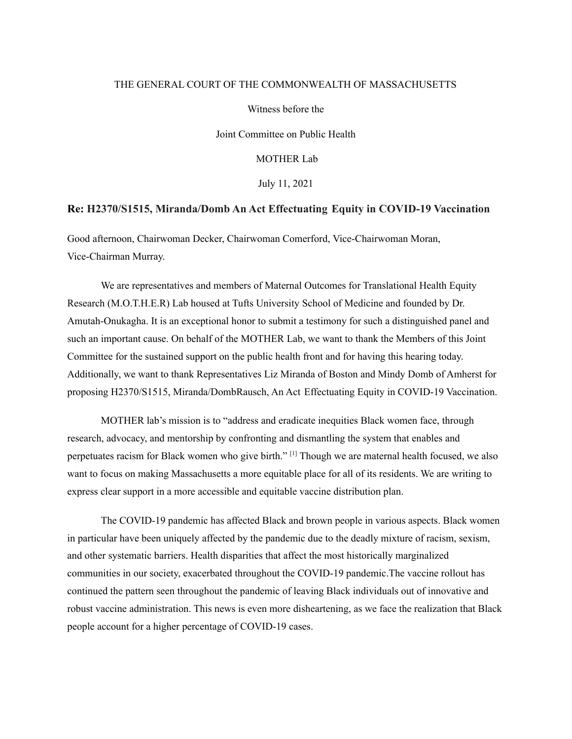THE GENERAL COURT OF THE COMMONWEALTH OF MASSACHUSETTS

Witness before the

Joint Committee on Public Health

MOTHER Lab

July 11, 2021

## Re: H2370/S1515, Miranda/Domb An Act Effectuating Equity in COVID-19 Vaccination

Good afternoon, Chairwoman Decker, Chairwoman Comerford, Vice-Chairwoman Moran, Vice-Chairman Murray.

We are representatives and members of Maternal Outcomes for Translational Health Equity Research (M.O.T.H.E.R) Lab housed at Tufts University School of Medicine and founded by Dr. Amutah-Onukagha. It is an exceptional honor to submit a testimony for such a distinguished panel and such an important cause. On behalf of the MOTHER Lab, we want to thank the Members of this Joint Committee for the sustained support on the public health front and for having this hearing today. Additionally, we want to thank Representatives Liz Miranda of Boston and Mindy Domb of Amherst for proposing H2370/S1515, Miranda/DombRausch, An Act Effectuating Equity in COVID-19 Vaccination.

MOTHER lab's mission is to "address and eradicate inequities Black women face, through research, advocacy, and mentorship by confronting and dismantling the system that enables and perpetuates racism for Black women who give birth." [1] Though we are maternal health focused, we also want to focus on making Massachusetts a more equitable place for all of its residents. We are writing to express clear support in a more accessible and equitable vaccine distribution plan.

The COVID-19 pandemic has affected Black and brown people in various aspects. Black women in particular have been uniquely affected by the pandemic due to the deadly mixture of racism, sexism, and other systematic barriers. Health disparities that affect the most historically marginalized communities in our society, exacerbated throughout the COVID-19 pandemic.The vaccine rollout has continued the pattern seen throughout the pandemic of leaving Black individuals out of innovative and robust vaccine administration. This news is even more disheartening, as we face the realization that Black people account for a higher percentage of COVID-19 cases.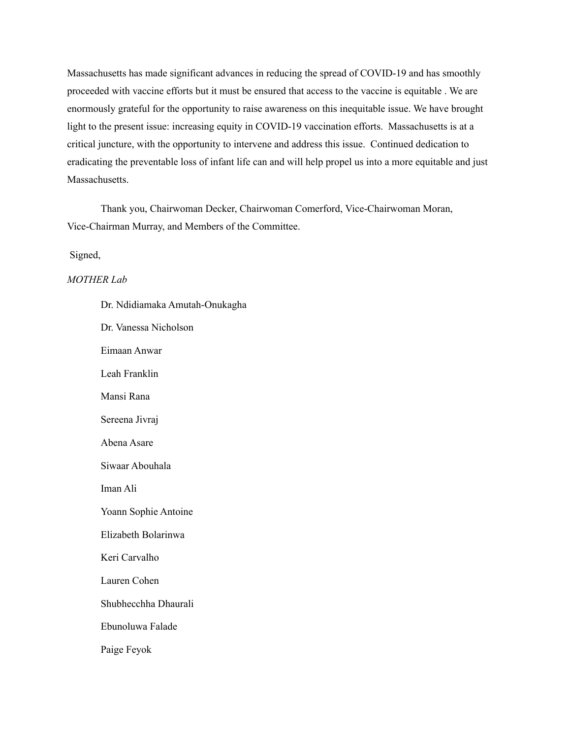Massachusetts has made significant advances in reducing the spread of COVID-19 and has smoothly proceeded with vaccine efforts but it must be ensured that access to the vaccine is equitable . We are enormously grateful for the opportunity to raise awareness on this inequitable issue. We have brought light to the present issue: increasing equity in COVID-19 vaccination efforts. Massachusetts is at a critical juncture, with the opportunity to intervene and address this issue. Continued dedication to eradicating the preventable loss of infant life can and will help propel us into a more equitable and just Massachusetts.

Thank you, Chairwoman Decker, Chairwoman Comerford, Vice-Chairwoman Moran, Vice-Chairman Murray, and Members of the Committee.

Signed,

*MOTHER Lab*

Dr. Ndidiamaka Amutah-Onukagha

Dr. Vanessa Nicholson

Eimaan Anwar

Leah Franklin

Mansi Rana

Sereena Jivraj

Abena Asare

Siwaar Abouhala

Iman Ali

Yoann Sophie Antoine

Elizabeth Bolarinwa

Keri Carvalho

Lauren Cohen

Shubhecchha Dhaurali

Ebunoluwa Falade

Paige Feyok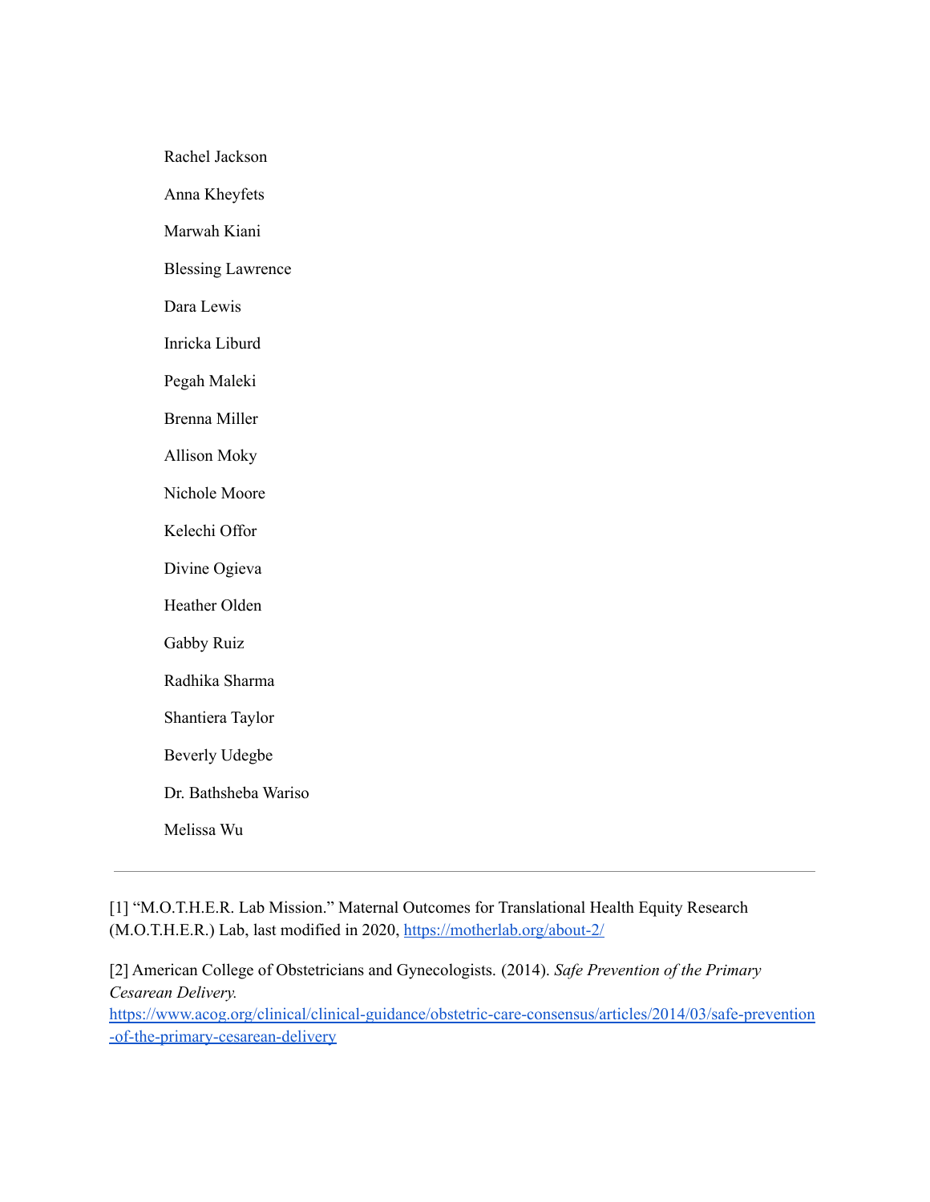Rachel Jackson

Anna Kheyfets

Marwah Kiani

Blessing Lawrence

Dara Lewis

Inricka Liburd

Pegah Maleki

Brenna Miller

Allison Moky

Nichole Moore

Kelechi Offor

Divine Ogieva

Heather Olden

Gabby Ruiz

Radhika Sharma

Shantiera Taylor

Beverly Udegbe

Dr. Bathsheba Wariso

Melissa Wu

---

[1] "M.O.T.H.E.R. Lab Mission." Maternal Outcomes for Translational Health Equity Research (M.O.T.H.E.R.) Lab, last modified in 2020, https://motherlab.org/about-2/

[2] American College of Obstetricians and Gynecologists. (2014). *Safe Prevention of the Primary Cesarean Delivery.* https://www.acog.org/clinical/clinical-guidance/obstetric-care-consensus/articles/2014/03/safe-prevention-of-the-primary-cesarean-delivery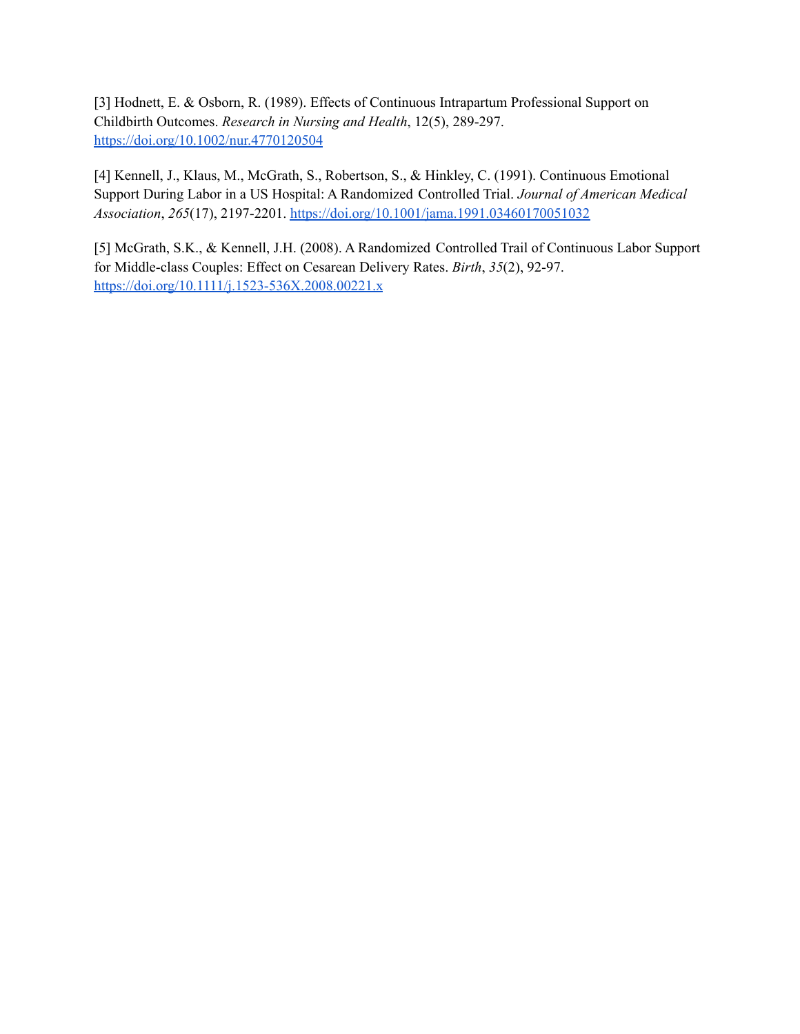[3] Hodnett, E. & Osborn, R. (1989). Effects of Continuous Intrapartum Professional Support on Childbirth Outcomes. *Research in Nursing and Health*, 12(5), 289-297. https://doi.org/10.1002/nur.4770120504

[4] Kennell, J., Klaus, M., McGrath, S., Robertson, S., & Hinkley, C. (1991). Continuous Emotional Support During Labor in a US Hospital: A Randomized Controlled Trial. *Journal of American Medical Association*, *265*(17), 2197-2201. https://doi.org/10.1001/jama.1991.03460170051032

[5] McGrath, S.K., & Kennell, J.H. (2008). A Randomized Controlled Trail of Continuous Labor Support for Middle-class Couples: Effect on Cesarean Delivery Rates. *Birth*, *35*(2), 92-97. https://doi.org/10.1111/j.1523-536X.2008.00221.x